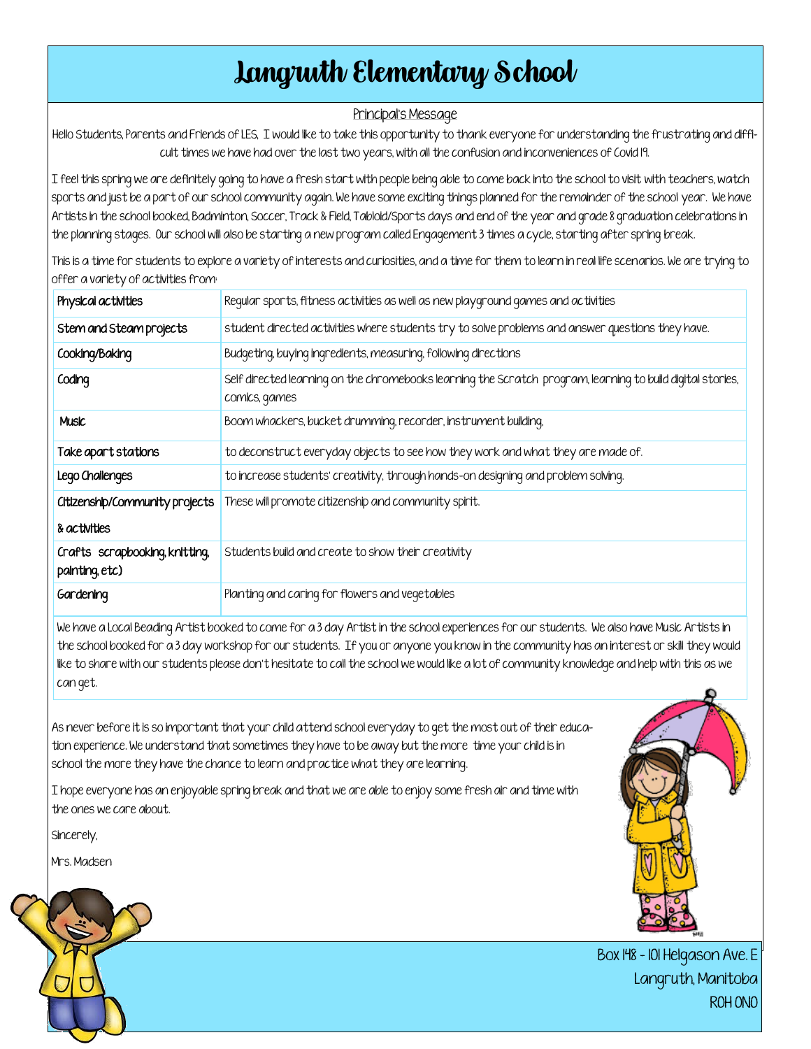# Langruth Elementary School

## Principal's Message

Hello Students, Parents and Friends of LES, I would like to take this opportunity to thank everyone for understanding the frustrating and difficult times we have had over the last two years, with all the confusion and inconveniences of Covid 19.

I feel this spring we are definitely going to have a fresh start with people being able to come back into the school to visit with teachers, watch sports and just be a part of our school community again. We have some exciting things planned for the remainder of the school year. We have Artists in the school booked, Badminton, Soccer, Track & Field, Tabloid/Sports days and end of the year and grade 8 graduation celebrations in the planning stages. Our school will also be starting a new program called Engagement 3 times a cycle, starting after spring break.

This is a time for students to explore a variety of interests and curiosities, and a time for them to learn in real life scenarios. We are trying to offer a variety of activities from:

| | |
|---|---|
| Physical activities | Regular sports, fitness activities as well as new playground games and activities |
| Stem and Steam projects | student directed activities where students try to solve problems and answer questions they have. |
| Cooking/Baking | Budgeting, buying ingredients, measuring, following directions |
| Coding | Self directed learning on the chromebooks learning the Scratch program, learning to build digital stories, comics, games |
| Music | Boom whackers, bucket drumming, recorder, instrument building, |
| Take apart stations | to deconstruct everyday objects to see how they work and what they are made of. |
| Lego Challenges | to increase students' creativity, through hands-on designing and problem solving. |
| Citizenship/Community projects & activities | These will promote citizenship and community spirit. |
| Crafts scrapbooking, knitting, painting, etc) | Students build and create to show their creativity |
| Gardening | Planting and caring for flowers and vegetables |

We have a Local Beading Artist booked to come for a 3 day Artist in the school experiences for our students. We also have Music Artists in the school booked for a 3 day workshop for our students. If you or anyone you know in the community has an interest or skill they would like to share with our students please don't hesitate to call the school we would like a lot of community knowledge and help with this as we can get.

As never before it is so important that your child attend school everyday to get the most out of their education experience. We understand that sometimes they have to be away but the more time your child is in school the more they have the chance to learn and practice what they are learning.

I hope everyone has an enjoyable spring break and that we are able to enjoy some fresh air and time with the ones we care about.

Sincerely,

Mrs. Madsen

Box 148 - 101 Helgason Ave. E
Langruth, Manitoba
R0H 0N0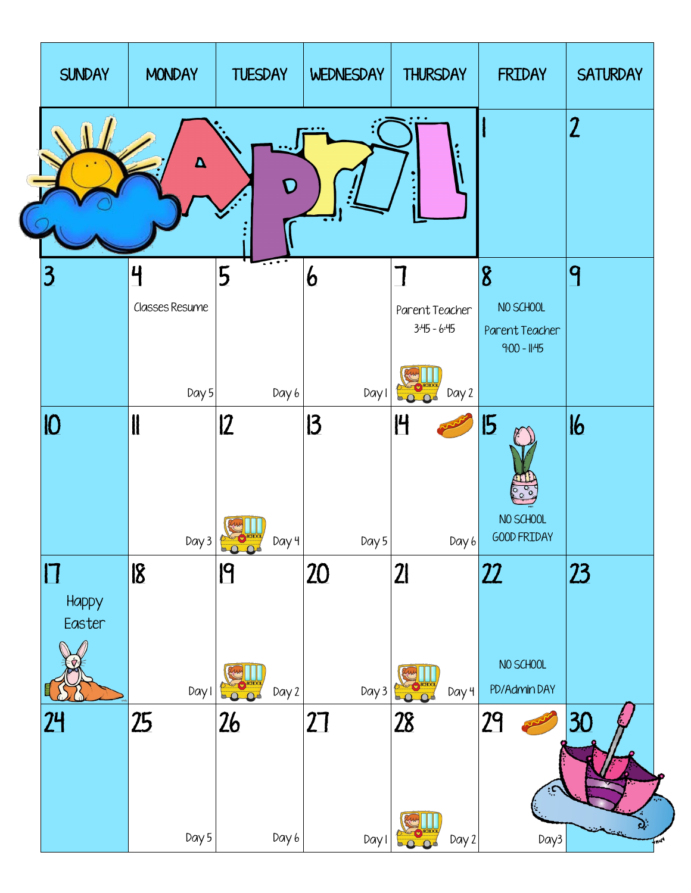# April

| SUNDAY | MONDAY | TUESDAY | WEDNESDAY | THURSDAY | FRIDAY | SATURDAY |
|---|---|---|---|---|---|---|
| | | | | | 1 | 2 |
| 3 | 4<br>Classes Resume<br>Day 5 | 5<br>Day 6 | 6<br>Day 1 | 7<br>Parent Teacher<br>3:45 - 6:45<br>Day 2 | 8<br>NO SCHOOL<br>Parent Teacher<br>9:00 - 11:45 | 9 |
| 10 | 11<br>Day 3 | 12<br>Day 4 | 13<br>Day 5 | 14<br>Day 6 | 15<br>NO SCHOOL<br>GOOD FRIDAY | 16 |
| 17<br>Happy Easter | 18<br>Day 1 | 19<br>Day 2 | 20<br>Day 3 | 21<br>Day 4 | 22<br>NO SCHOOL<br>PD/Admin DAY | 23 |
| 24 | 25<br>Day 5 | 26<br>Day 6 | 27<br>Day 1 | 28<br>Day 2 | 29<br>Day3 | 30 |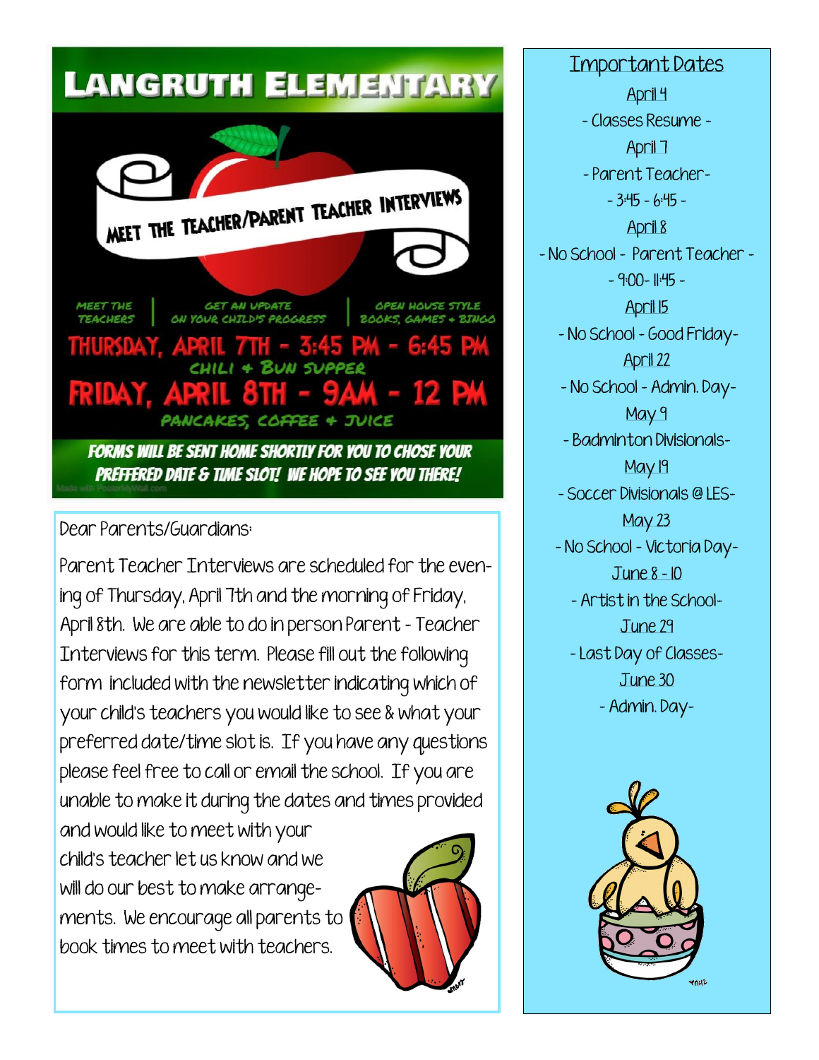# LANGRUTH ELEMENTARY

## MEET THE TEACHER/PARENT TEACHER INTERVIEWS

MEET THE TEACHERS | GET AN UPDATE ON YOUR CHILD'S PROGRESS | OPEN HOUSE STYLE BOOKS, GAMES + BINGO

**THURSDAY, APRIL 7TH - 3:45 PM - 6:45 PM**

CHILI + BUN SUPPER

**FRIDAY, APRIL 8TH - 9AM - 12 PM**

PANCAKES, COFFEE + JUICE

**FORMS WILL BE SENT HOME SHORTLY FOR YOU TO CHOSE YOUR PREFFERED DATE & TIME SLOT! WE HOPE TO SEE YOU THERE!**

Dear Parents/Guardians:

Parent Teacher Interviews are scheduled for the evening of Thursday, April 7th and the morning of Friday, April 8th. We are able to do in person Parent - Teacher Interviews for this term. Please fill out the following form included with the newsletter indicating which of your child's teachers you would like to see & what your preferred date/time slot is. If you have any questions please feel free to call or email the school. If you are unable to make it during the dates and times provided and would like to meet with your child's teacher let us know and we will do our best to make arrangements. We encourage all parents to book times to meet with teachers.

## Important Dates

April 4
- Classes Resume -

April 7
- Parent Teacher-
- 3:45 - 6:45 -

April 8
- No School - Parent Teacher -
- 9:00- 11:45 -

April 15
- No School - Good Friday-

April 22
- No School - Admin. Day-

May 9
- Badminton Divisionals-

May 19
- Soccer Divisionals @ LES-

May 23
- No School - Victoria Day-

June 8 - 10
- Artist in the School-

June 29
- Last Day of Classes-

June 30
- Admin. Day-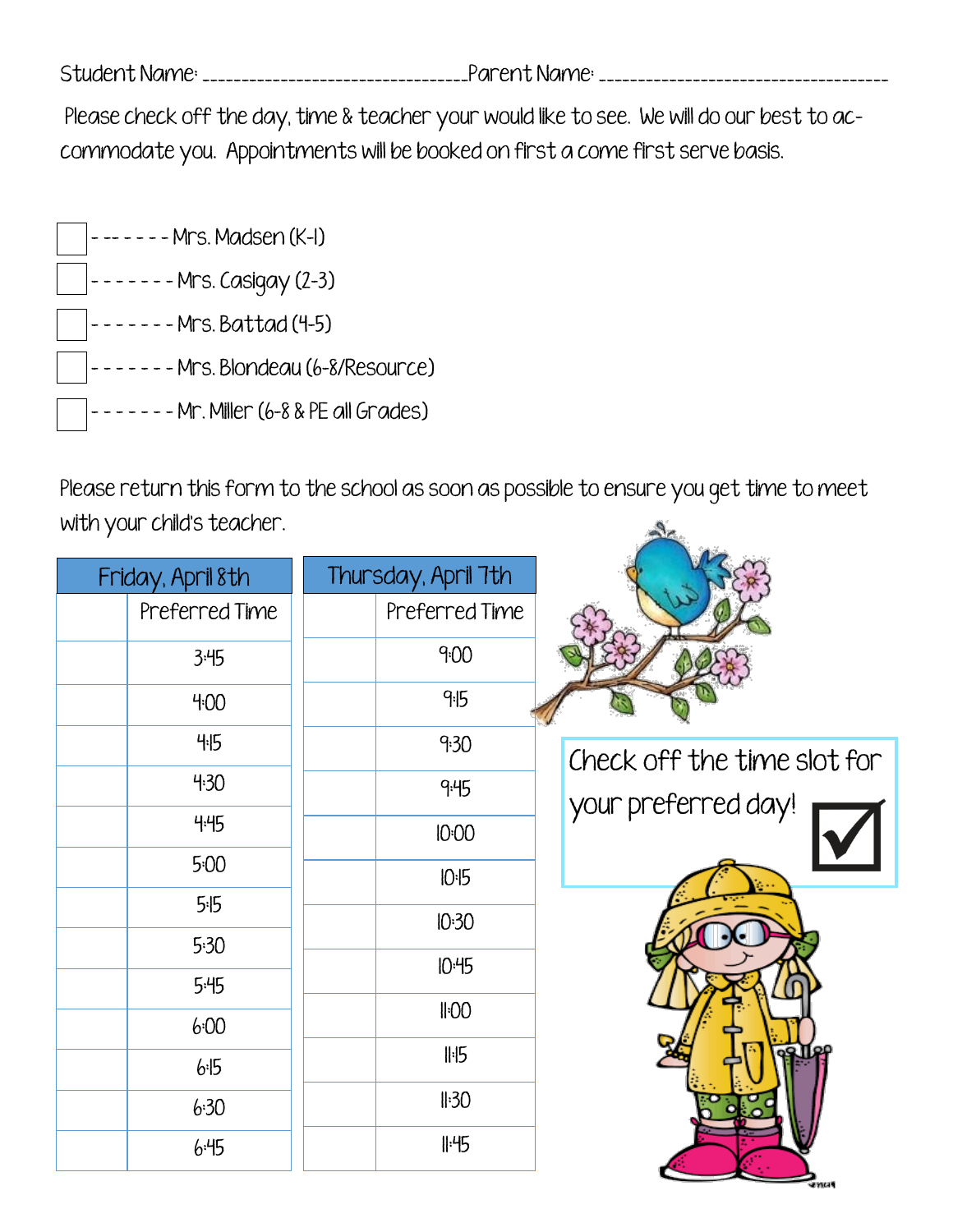Student Name: ________________________________ Parent Name: ____________________________________

Please check off the day, time & teacher your would like to see. We will do our best to accommodate you. Appointments will be booked on first a come first serve basis.

- ☐ - - - - - - - Mrs. Madsen (K-1)
- ☐ - - - - - - - Mrs. Casigay (2-3)
- ☐ - - - - - - - Mrs. Battad (4-5)
- ☐ - - - - - - - Mrs. Blondeau (6-8/Resource)
- ☐ - - - - - - - Mr. Miller (6-8 & PE all Grades)

Please return this form to the school as soon as possible to ensure you get time to meet with your child's teacher.

| Friday, April 8th | |
|---|---|
| | Preferred Time |
| | 3:45 |
| | 4:00 |
| | 4:15 |
| | 4:30 |
| | 4:45 |
| | 5:00 |
| | 5:15 |
| | 5:30 |
| | 5:45 |
| | 6:00 |
| | 6:15 |
| | 6:30 |
| | 6:45 |

| Thursday, April 7th | |
|---|---|
| | Preferred Time |
| | 9:00 |
| | 9:15 |
| | 9:30 |
| | 9:45 |
| | 10:00 |
| | 10:15 |
| | 10:30 |
| | 10:45 |
| | 11:00 |
| | 11:15 |
| | 11:30 |
| | 11:45 |

Check off the time slot for your preferred day! ☑